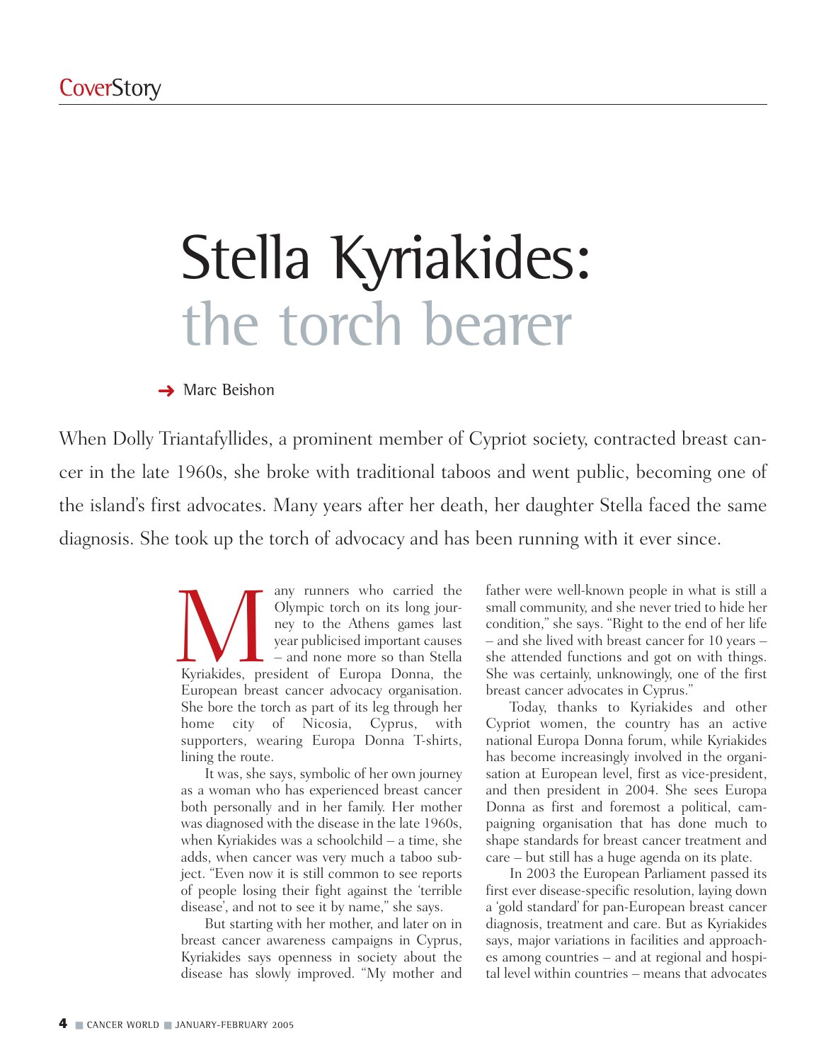# Stella Kyriakides: the torch bearer

→ Marc Beishon

When Dolly Triantafyllides, a prominent member of Cypriot society, contracted breast cancer in the late 1960s, she broke with traditional taboos and went public, becoming one of the island's first advocates. Many years after her death, her daughter Stella faced the same diagnosis. She took up the torch of advocacy and has been running with it ever since.

Many runners who carried the Olympic torch on its long journey to the Athens games last year publicised important causes – and none more so than Stella Kyriakides, president of Europa Donna, the European breast cancer advocacy organisation. She bore the torch as part of its leg through her home city of Nicosia, Cyprus, with supporters, wearing Europa Donna T-shirts, lining the route.

It was, she says, symbolic of her own journey as a woman who has experienced breast cancer both personally and in her family. Her mother was diagnosed with the disease in the late 1960s, when Kyriakides was a schoolchild – a time, she adds, when cancer was very much a taboo subject. "Even now it is still common to see reports of people losing their fight against the 'terrible disease', and not to see it by name," she says.

But starting with her mother, and later on in breast cancer awareness campaigns in Cyprus, Kyriakides says openness in society about the disease has slowly improved. "My mother and father were well-known people in what is still a small community, and she never tried to hide her condition," she says. "Right to the end of her life – and she lived with breast cancer for 10 years – she attended functions and got on with things. She was certainly, unknowingly, one of the first breast cancer advocates in Cyprus."

Today, thanks to Kyriakides and other Cypriot women, the country has an active national Europa Donna forum, while Kyriakides has become increasingly involved in the organisation at European level, first as vice-president, and then president in 2004. She sees Europa Donna as first and foremost a political, campaigning organisation that has done much to shape standards for breast cancer treatment and care – but still has a huge agenda on its plate.

In 2003 the European Parliament passed its first ever disease-specific resolution, laying down a 'gold standard' for pan-European breast cancer diagnosis, treatment and care. But as Kyriakides says, major variations in facilities and approaches among countries – and at regional and hospital level within countries – means that advocates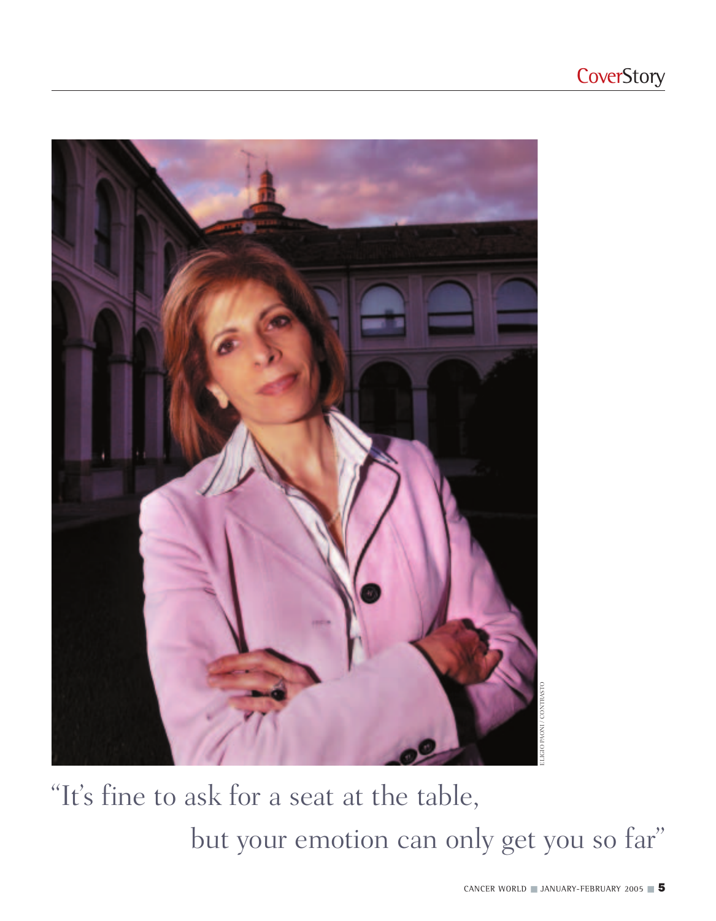“It’s fine to ask for a seat at the table, but your emotion can only get you so far”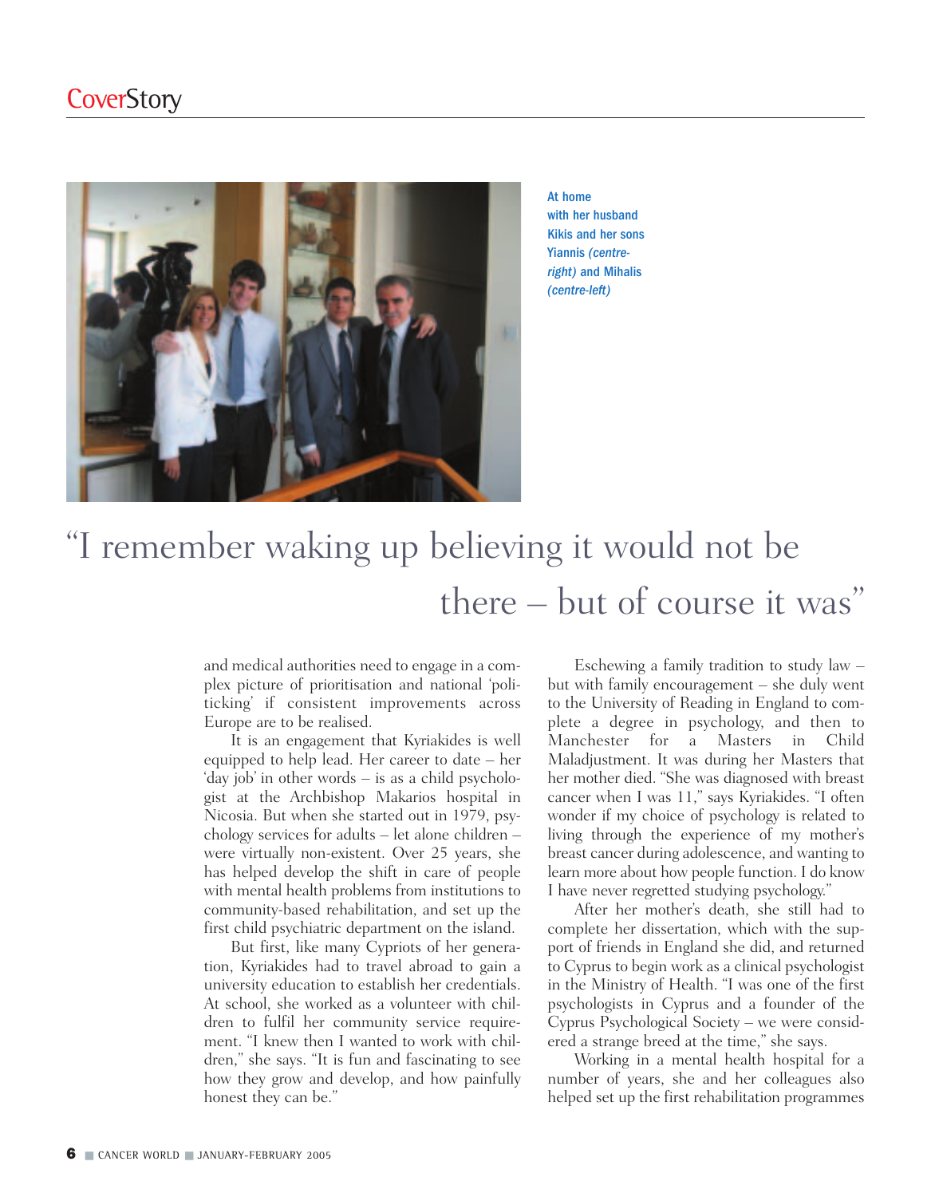At home with her husband Kikis and her sons Yiannis *(centre-right)* and Mihalis *(centre-left)*

> "I remember waking up believing it would not be there – but of course it was"

and medical authorities need to engage in a complex picture of prioritisation and national 'politicking' if consistent improvements across Europe are to be realised.

It is an engagement that Kyriakides is well equipped to help lead. Her career to date – her 'day job' in other words – is as a child psychologist at the Archbishop Makarios hospital in Nicosia. But when she started out in 1979, psychology services for adults – let alone children – were virtually non-existent. Over 25 years, she has helped develop the shift in care of people with mental health problems from institutions to community-based rehabilitation, and set up the first child psychiatric department on the island.

But first, like many Cypriots of her generation, Kyriakides had to travel abroad to gain a university education to establish her credentials. At school, she worked as a volunteer with children to fulfil her community service requirement. "I knew then I wanted to work with children," she says. "It is fun and fascinating to see how they grow and develop, and how painfully honest they can be."

Eschewing a family tradition to study law – but with family encouragement – she duly went to the University of Reading in England to complete a degree in psychology, and then to Manchester for a Masters in Child Maladjustment. It was during her Masters that her mother died. "She was diagnosed with breast cancer when I was 11," says Kyriakides. "I often wonder if my choice of psychology is related to living through the experience of my mother's breast cancer during adolescence, and wanting to learn more about how people function. I do know I have never regretted studying psychology."

After her mother's death, she still had to complete her dissertation, which with the support of friends in England she did, and returned to Cyprus to begin work as a clinical psychologist in the Ministry of Health. "I was one of the first psychologists in Cyprus and a founder of the Cyprus Psychological Society – we were considered a strange breed at the time," she says.

Working in a mental health hospital for a number of years, she and her colleagues also helped set up the first rehabilitation programmes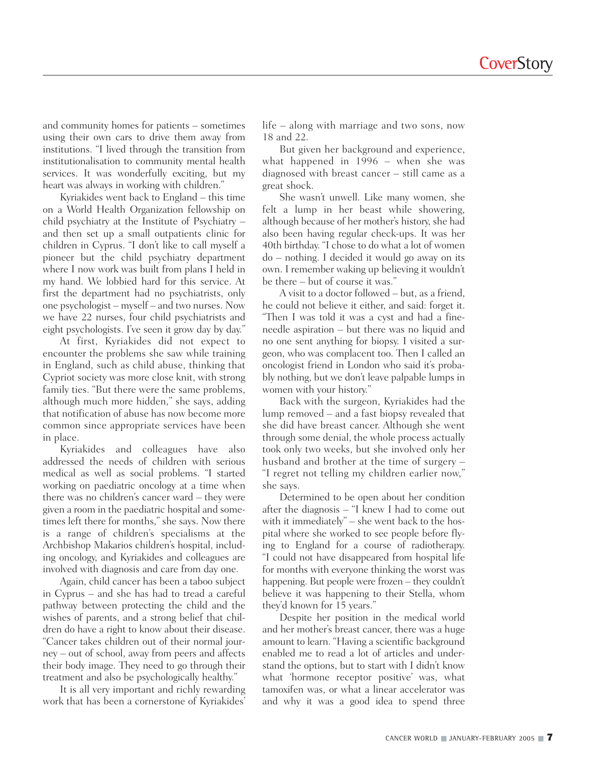and community homes for patients – sometimes using their own cars to drive them away from institutions. "I lived through the transition from institutionalisation to community mental health services. It was wonderfully exciting, but my heart was always in working with children."

Kyriakides went back to England – this time on a World Health Organization fellowship on child psychiatry at the Institute of Psychiatry – and then set up a small outpatients clinic for children in Cyprus. "I don't like to call myself a pioneer but the child psychiatry department where I now work was built from plans I held in my hand. We lobbied hard for this service. At first the department had no psychiatrists, only one psychologist – myself – and two nurses. Now we have 22 nurses, four child psychiatrists and eight psychologists. I've seen it grow day by day."

At first, Kyriakides did not expect to encounter the problems she saw while training in England, such as child abuse, thinking that Cypriot society was more close knit, with strong family ties. "But there were the same problems, although much more hidden," she says, adding that notification of abuse has now become more common since appropriate services have been in place.

Kyriakides and colleagues have also addressed the needs of children with serious medical as well as social problems. "I started working on paediatric oncology at a time when there was no children's cancer ward – they were given a room in the paediatric hospital and sometimes left there for months," she says. Now there is a range of children's specialisms at the Archbishop Makarios children's hospital, including oncology, and Kyriakides and colleagues are involved with diagnosis and care from day one.

Again, child cancer has been a taboo subject in Cyprus – and she has had to tread a careful pathway between protecting the child and the wishes of parents, and a strong belief that children do have a right to know about their disease. "Cancer takes children out of their normal journey – out of school, away from peers and affects their body image. They need to go through their treatment and also be psychologically healthy."

It is all very important and richly rewarding work that has been a cornerstone of Kyriakides' life – along with marriage and two sons, now 18 and 22.

But given her background and experience, what happened in 1996 – when she was diagnosed with breast cancer – still came as a great shock.

She wasn't unwell. Like many women, she felt a lump in her beast while showering, although because of her mother's history, she had also been having regular check-ups. It was her 40th birthday. "I chose to do what a lot of women do – nothing. I decided it would go away on its own. I remember waking up believing it wouldn't be there – but of course it was."

A visit to a doctor followed – but, as a friend, he could not believe it either, and said: forget it. "Then I was told it was a cyst and had a fine-needle aspiration – but there was no liquid and no one sent anything for biopsy. I visited a surgeon, who was complacent too. Then I called an oncologist friend in London who said it's probably nothing, but we don't leave palpable lumps in women with your history."

Back with the surgeon, Kyriakides had the lump removed – and a fast biopsy revealed that she did have breast cancer. Although she went through some denial, the whole process actually took only two weeks, but she involved only her husband and brother at the time of surgery – "I regret not telling my children earlier now," she says.

Determined to be open about her condition after the diagnosis – "I knew I had to come out with it immediately" – she went back to the hospital where she worked to see people before flying to England for a course of radiotherapy. "I could not have disappeared from hospital life for months with everyone thinking the worst was happening. But people were frozen – they couldn't believe it was happening to their Stella, whom they'd known for 15 years."

Despite her position in the medical world and her mother's breast cancer, there was a huge amount to learn. "Having a scientific background enabled me to read a lot of articles and understand the options, but to start with I didn't know what 'hormone receptor positive' was, what tamoxifen was, or what a linear accelerator was and why it was a good idea to spend three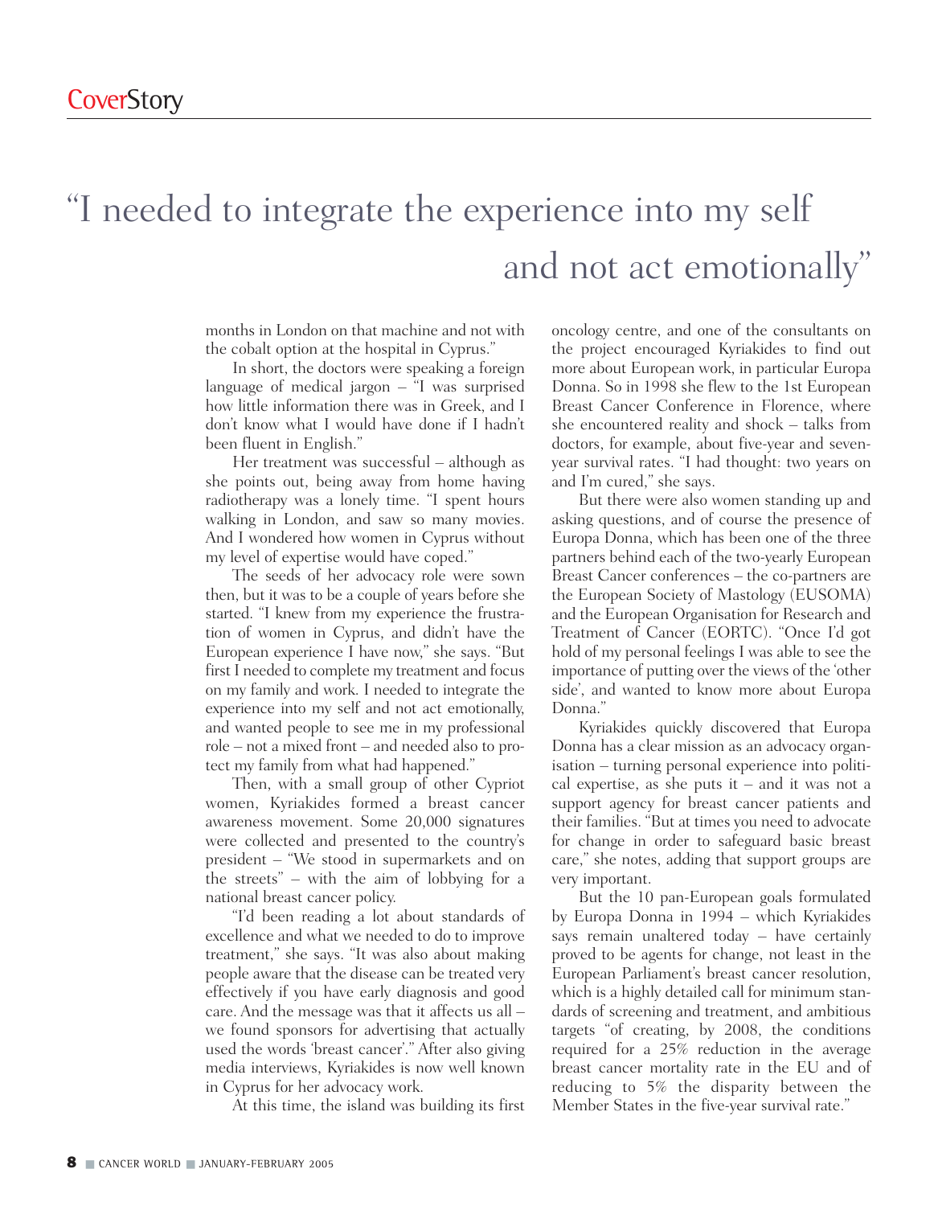# "I needed to integrate the experience into my self and not act emotionally"

months in London on that machine and not with the cobalt option at the hospital in Cyprus."

In short, the doctors were speaking a foreign language of medical jargon – "I was surprised how little information there was in Greek, and I don't know what I would have done if I hadn't been fluent in English."

Her treatment was successful – although as she points out, being away from home having radiotherapy was a lonely time. "I spent hours walking in London, and saw so many movies. And I wondered how women in Cyprus without my level of expertise would have coped."

The seeds of her advocacy role were sown then, but it was to be a couple of years before she started. "I knew from my experience the frustration of women in Cyprus, and didn't have the European experience I have now," she says. "But first I needed to complete my treatment and focus on my family and work. I needed to integrate the experience into my self and not act emotionally, and wanted people to see me in my professional role – not a mixed front – and needed also to protect my family from what had happened."

Then, with a small group of other Cypriot women, Kyriakides formed a breast cancer awareness movement. Some 20,000 signatures were collected and presented to the country's president – "We stood in supermarkets and on the streets" – with the aim of lobbying for a national breast cancer policy.

"I'd been reading a lot about standards of excellence and what we needed to do to improve treatment," she says. "It was also about making people aware that the disease can be treated very effectively if you have early diagnosis and good care. And the message was that it affects us all – we found sponsors for advertising that actually used the words 'breast cancer'." After also giving media interviews, Kyriakides is now well known in Cyprus for her advocacy work.

At this time, the island was building its first oncology centre, and one of the consultants on the project encouraged Kyriakides to find out more about European work, in particular Europa Donna. So in 1998 she flew to the 1st European Breast Cancer Conference in Florence, where she encountered reality and shock – talks from doctors, for example, about five-year and seven-year survival rates. "I had thought: two years on and I'm cured," she says.

But there were also women standing up and asking questions, and of course the presence of Europa Donna, which has been one of the three partners behind each of the two-yearly European Breast Cancer conferences – the co-partners are the European Society of Mastology (EUSOMA) and the European Organisation for Research and Treatment of Cancer (EORTC). "Once I'd got hold of my personal feelings I was able to see the importance of putting over the views of the 'other side', and wanted to know more about Europa Donna."

Kyriakides quickly discovered that Europa Donna has a clear mission as an advocacy organisation – turning personal experience into political expertise, as she puts it – and it was not a support agency for breast cancer patients and their families. "But at times you need to advocate for change in order to safeguard basic breast care," she notes, adding that support groups are very important.

But the 10 pan-European goals formulated by Europa Donna in 1994 – which Kyriakides says remain unaltered today – have certainly proved to be agents for change, not least in the European Parliament's breast cancer resolution, which is a highly detailed call for minimum standards of screening and treatment, and ambitious targets "of creating, by 2008, the conditions required for a 25% reduction in the average breast cancer mortality rate in the EU and of reducing to 5% the disparity between the Member States in the five-year survival rate."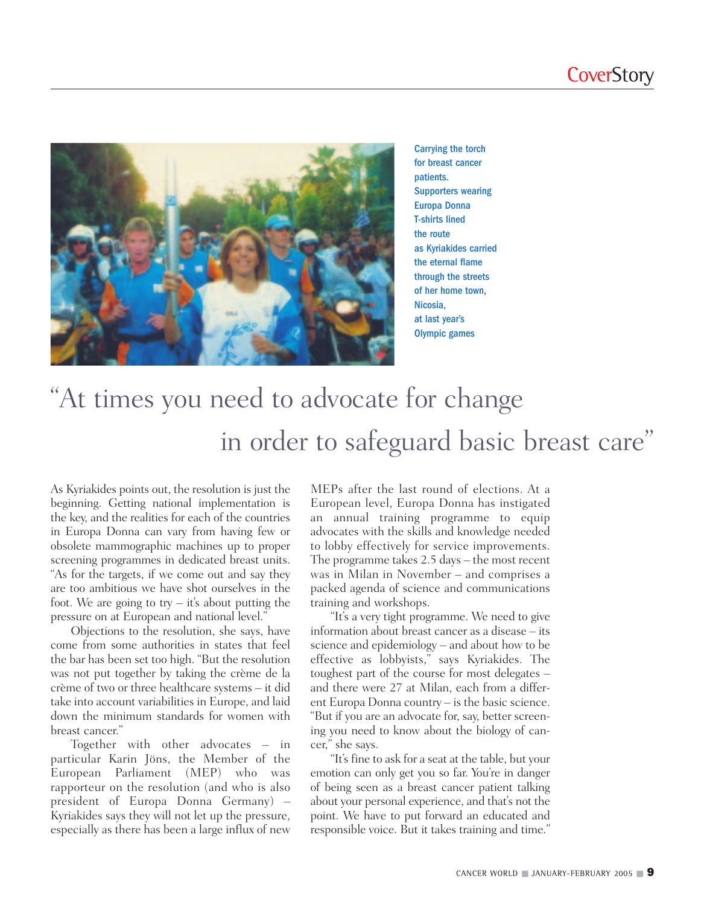Carrying the torch for breast cancer patients. Supporters wearing Europa Donna T-shirts lined the route as Kyriakides carried the eternal flame through the streets of her home town, Nicosia, at last year's Olympic games

## "At times you need to advocate for change in order to safeguard basic breast care"

As Kyriakides points out, the resolution is just the beginning. Getting national implementation is the key, and the realities for each of the countries in Europa Donna can vary from having few or obsolete mammographic machines up to proper screening programmes in dedicated breast units. "As for the targets, if we come out and say they are too ambitious we have shot ourselves in the foot. We are going to try – it's about putting the pressure on at European and national level."

Objections to the resolution, she says, have come from some authorities in states that feel the bar has been set too high. "But the resolution was not put together by taking the crème de la crème of two or three healthcare systems – it did take into account variabilities in Europe, and laid down the minimum standards for women with breast cancer."

Together with other advocates – in particular Karin Jöns, the Member of the European Parliament (MEP) who was rapporteur on the resolution (and who is also president of Europa Donna Germany) – Kyriakides says they will not let up the pressure, especially as there has been a large influx of new MEPs after the last round of elections. At a European level, Europa Donna has instigated an annual training programme to equip advocates with the skills and knowledge needed to lobby effectively for service improvements. The programme takes 2.5 days – the most recent was in Milan in November – and comprises a packed agenda of science and communications training and workshops.

"It's a very tight programme. We need to give information about breast cancer as a disease – its science and epidemiology – and about how to be effective as lobbyists," says Kyriakides. The toughest part of the course for most delegates – and there were 27 at Milan, each from a different Europa Donna country – is the basic science. "But if you are an advocate for, say, better screening you need to know about the biology of cancer," she says.

"It's fine to ask for a seat at the table, but your emotion can only get you so far. You're in danger of being seen as a breast cancer patient talking about your personal experience, and that's not the point. We have to put forward an educated and responsible voice. But it takes training and time."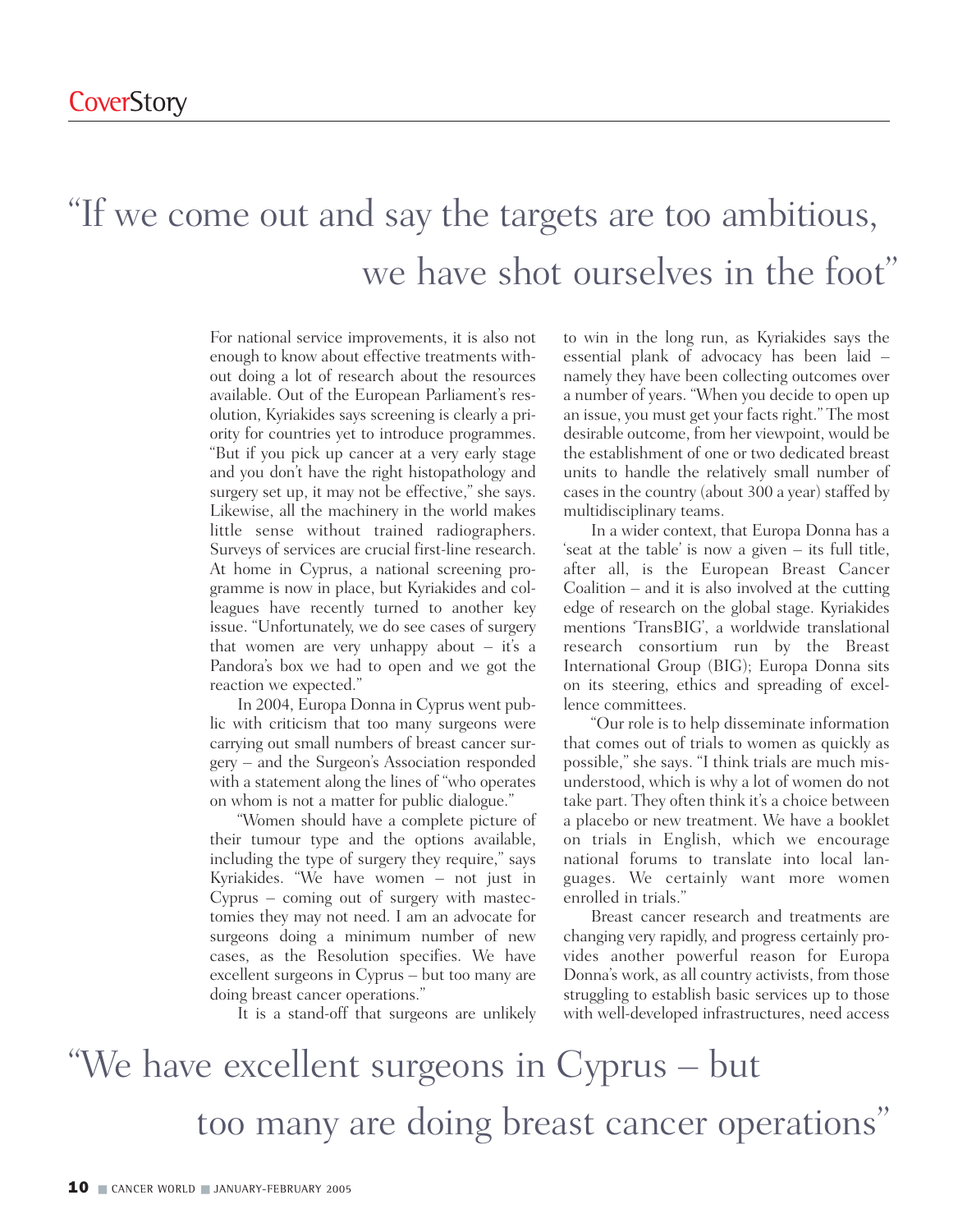> "If we come out and say the targets are too ambitious, we have shot ourselves in the foot"

For national service improvements, it is also not enough to know about effective treatments without doing a lot of research about the resources available. Out of the European Parliament's resolution, Kyriakides says screening is clearly a priority for countries yet to introduce programmes. "But if you pick up cancer at a very early stage and you don't have the right histopathology and surgery set up, it may not be effective," she says. Likewise, all the machinery in the world makes little sense without trained radiographers. Surveys of services are crucial first-line research. At home in Cyprus, a national screening programme is now in place, but Kyriakides and colleagues have recently turned to another key issue. "Unfortunately, we do see cases of surgery that women are very unhappy about – it's a Pandora's box we had to open and we got the reaction we expected."

In 2004, Europa Donna in Cyprus went public with criticism that too many surgeons were carrying out small numbers of breast cancer surgery – and the Surgeon's Association responded with a statement along the lines of "who operates on whom is not a matter for public dialogue."

"Women should have a complete picture of their tumour type and the options available, including the type of surgery they require," says Kyriakides. "We have women – not just in Cyprus – coming out of surgery with mastectomies they may not need. I am an advocate for surgeons doing a minimum number of new cases, as the Resolution specifies. We have excellent surgeons in Cyprus – but too many are doing breast cancer operations."

It is a stand-off that surgeons are unlikely to win in the long run, as Kyriakides says the essential plank of advocacy has been laid – namely they have been collecting outcomes over a number of years. "When you decide to open up an issue, you must get your facts right." The most desirable outcome, from her viewpoint, would be the establishment of one or two dedicated breast units to handle the relatively small number of cases in the country (about 300 a year) staffed by multidisciplinary teams.

In a wider context, that Europa Donna has a 'seat at the table' is now a given – its full title, after all, is the European Breast Cancer Coalition – and it is also involved at the cutting edge of research on the global stage. Kyriakides mentions 'TransBIG', a worldwide translational research consortium run by the Breast International Group (BIG); Europa Donna sits on its steering, ethics and spreading of excellence committees.

"Our role is to help disseminate information that comes out of trials to women as quickly as possible," she says. "I think trials are much misunderstood, which is why a lot of women do not take part. They often think it's a choice between a placebo or new treatment. We have a booklet on trials in English, which we encourage national forums to translate into local languages. We certainly want more women enrolled in trials."

Breast cancer research and treatments are changing very rapidly, and progress certainly provides another powerful reason for Europa Donna's work, as all country activists, from those struggling to establish basic services up to those with well-developed infrastructures, need access

> "We have excellent surgeons in Cyprus – but too many are doing breast cancer operations"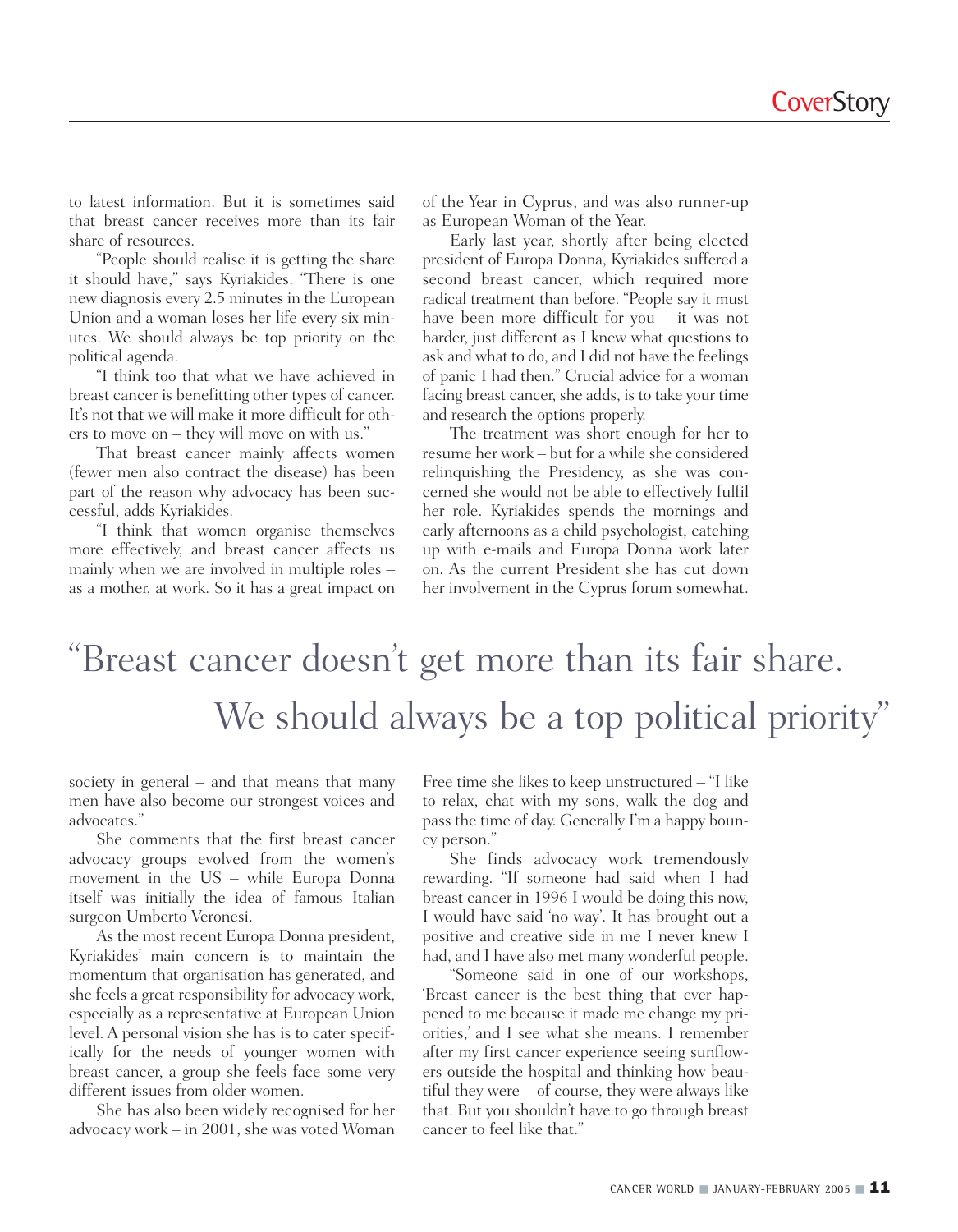to latest information. But it is sometimes said that breast cancer receives more than its fair share of resources.

"People should realise it is getting the share it should have," says Kyriakides. "There is one new diagnosis every 2.5 minutes in the European Union and a woman loses her life every six minutes. We should always be top priority on the political agenda.

"I think too that what we have achieved in breast cancer is benefitting other types of cancer. It's not that we will make it more difficult for others to move on – they will move on with us."

That breast cancer mainly affects women (fewer men also contract the disease) has been part of the reason why advocacy has been successful, adds Kyriakides.

"I think that women organise themselves more effectively, and breast cancer affects us mainly when we are involved in multiple roles – as a mother, at work. So it has a great impact on society in general – and that means that many men have also become our strongest voices and advocates."

She comments that the first breast cancer advocacy groups evolved from the women's movement in the US – while Europa Donna itself was initially the idea of famous Italian surgeon Umberto Veronesi.

As the most recent Europa Donna president, Kyriakides' main concern is to maintain the momentum that organisation has generated, and she feels a great responsibility for advocacy work, especially as a representative at European Union level. A personal vision she has is to cater specifically for the needs of younger women with breast cancer, a group she feels face some very different issues from older women.

She has also been widely recognised for her advocacy work – in 2001, she was voted Woman of the Year in Cyprus, and was also runner-up as European Woman of the Year.

Early last year, shortly after being elected president of Europa Donna, Kyriakides suffered a second breast cancer, which required more radical treatment than before. "People say it must have been more difficult for you – it was not harder, just different as I knew what questions to ask and what to do, and I did not have the feelings of panic I had then." Crucial advice for a woman facing breast cancer, she adds, is to take your time and research the options properly.

The treatment was short enough for her to resume her work – but for a while she considered relinquishing the Presidency, as she was concerned she would not be able to effectively fulfil her role. Kyriakides spends the mornings and early afternoons as a child psychologist, catching up with e-mails and Europa Donna work later on. As the current President she has cut down her involvement in the Cyprus forum somewhat.

> "Breast cancer doesn't get more than its fair share. We should always be a top political priority"

Free time she likes to keep unstructured – "I like to relax, chat with my sons, walk the dog and pass the time of day. Generally I'm a happy bouncy person."

She finds advocacy work tremendously rewarding. "If someone had said when I had breast cancer in 1996 I would be doing this now, I would have said 'no way'. It has brought out a positive and creative side in me I never knew I had, and I have also met many wonderful people.

"Someone said in one of our workshops, 'Breast cancer is the best thing that ever happened to me because it made me change my priorities,' and I see what she means. I remember after my first cancer experience seeing sunflowers outside the hospital and thinking how beautiful they were – of course, they were always like that. But you shouldn't have to go through breast cancer to feel like that."